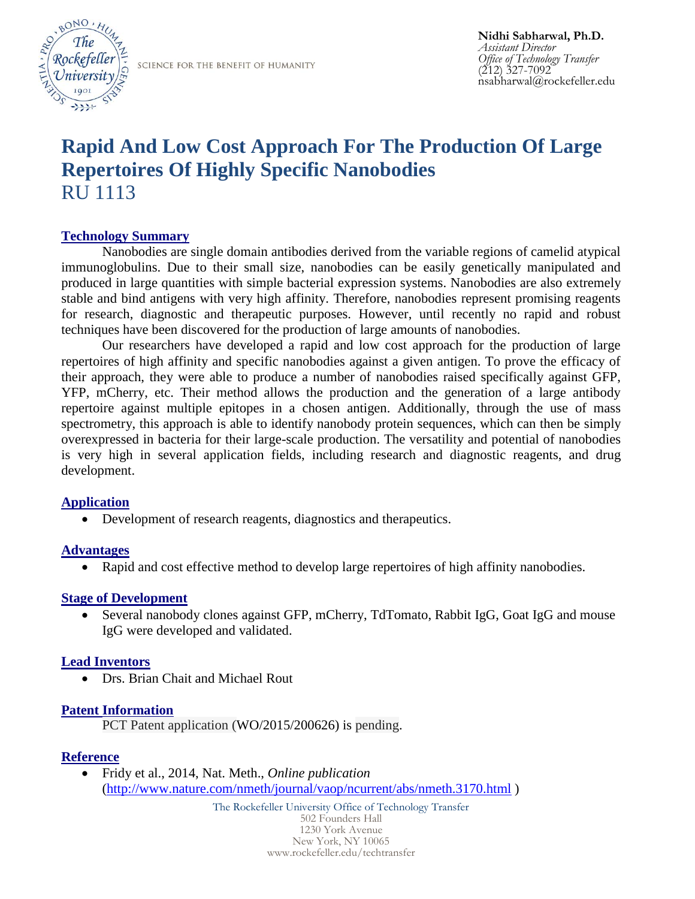SCIENCE FOR THE BENEFIT OF HUMANITY

**Nidhi Sabharwal, Ph.D.**
*Assistant Director*
*Office of Technology Transfer*
(212) 327-7092
nsabharwal@rockefeller.edu

# Rapid And Low Cost Approach For The Production Of Large Repertoires Of Highly Specific Nanobodies

RU 1113

## Technology Summary

Nanobodies are single domain antibodies derived from the variable regions of camelid atypical immunoglobulins. Due to their small size, nanobodies can be easily genetically manipulated and produced in large quantities with simple bacterial expression systems. Nanobodies are also extremely stable and bind antigens with very high affinity. Therefore, nanobodies represent promising reagents for research, diagnostic and therapeutic purposes. However, until recently no rapid and robust techniques have been discovered for the production of large amounts of nanobodies.

Our researchers have developed a rapid and low cost approach for the production of large repertoires of high affinity and specific nanobodies against a given antigen. To prove the efficacy of their approach, they were able to produce a number of nanobodies raised specifically against GFP, YFP, mCherry, etc. Their method allows the production and the generation of a large antibody repertoire against multiple epitopes in a chosen antigen. Additionally, through the use of mass spectrometry, this approach is able to identify nanobody protein sequences, which can then be simply overexpressed in bacteria for their large-scale production. The versatility and potential of nanobodies is very high in several application fields, including research and diagnostic reagents, and drug development.

## Application

- Development of research reagents, diagnostics and therapeutics.

## Advantages

- Rapid and cost effective method to develop large repertoires of high affinity nanobodies.

## Stage of Development

- Several nanobody clones against GFP, mCherry, TdTomato, Rabbit IgG, Goat IgG and mouse IgG were developed and validated.

## Lead Inventors

- Drs. Brian Chait and Michael Rout

## Patent Information

PCT Patent application (WO/2015/200626) is pending.

## Reference

- Fridy et al., 2014, Nat. Meth., *Online publication* (http://www.nature.com/nmeth/journal/vaop/ncurrent/abs/nmeth.3170.html )

The Rockefeller University Office of Technology Transfer
502 Founders Hall
1230 York Avenue
New York, NY 10065
www.rockefeller.edu/techtransfer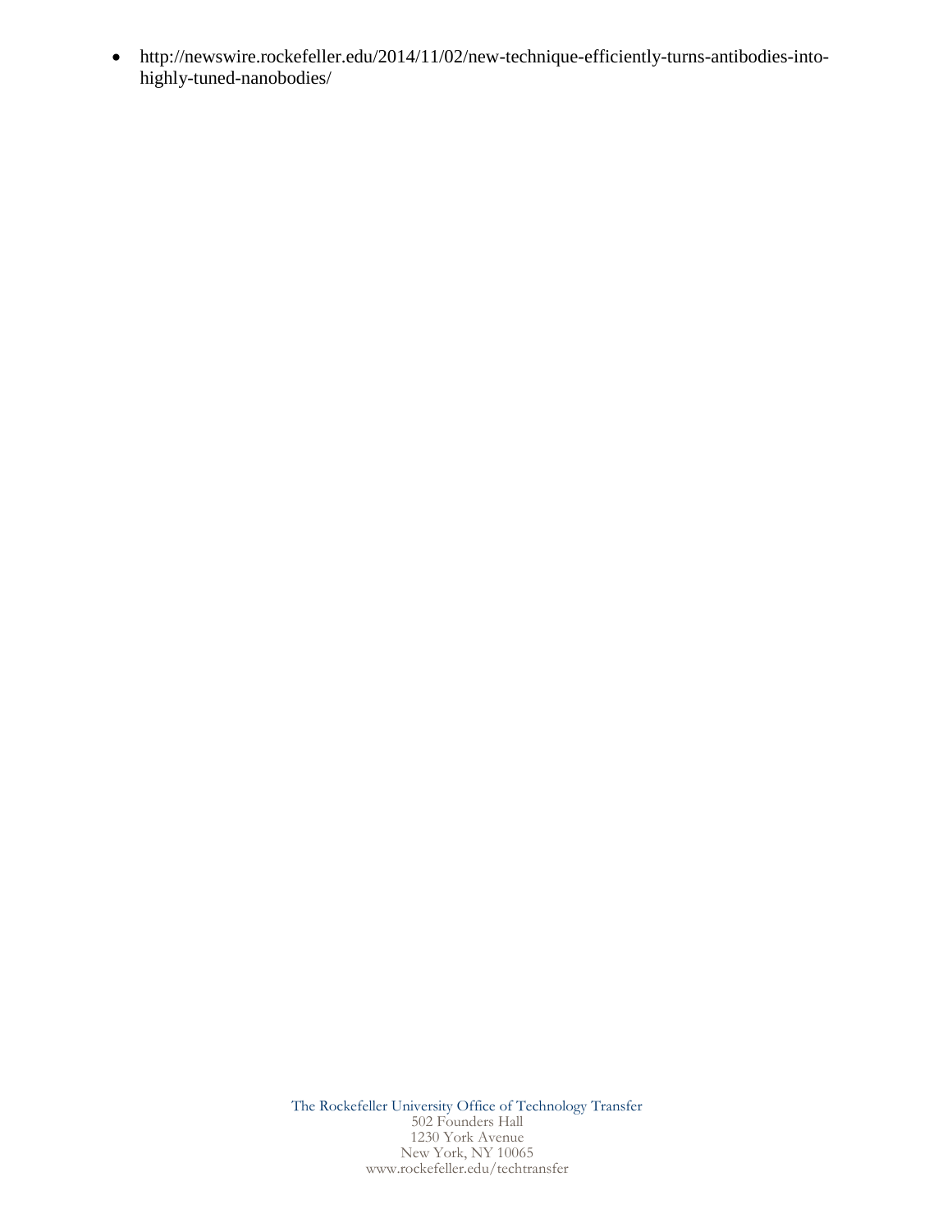- http://newswire.rockefeller.edu/2014/11/02/new-technique-efficiently-turns-antibodies-into-highly-tuned-nanobodies/

The Rockefeller University Office of Technology Transfer
502 Founders Hall
1230 York Avenue
New York, NY 10065
www.rockefeller.edu/techtransfer